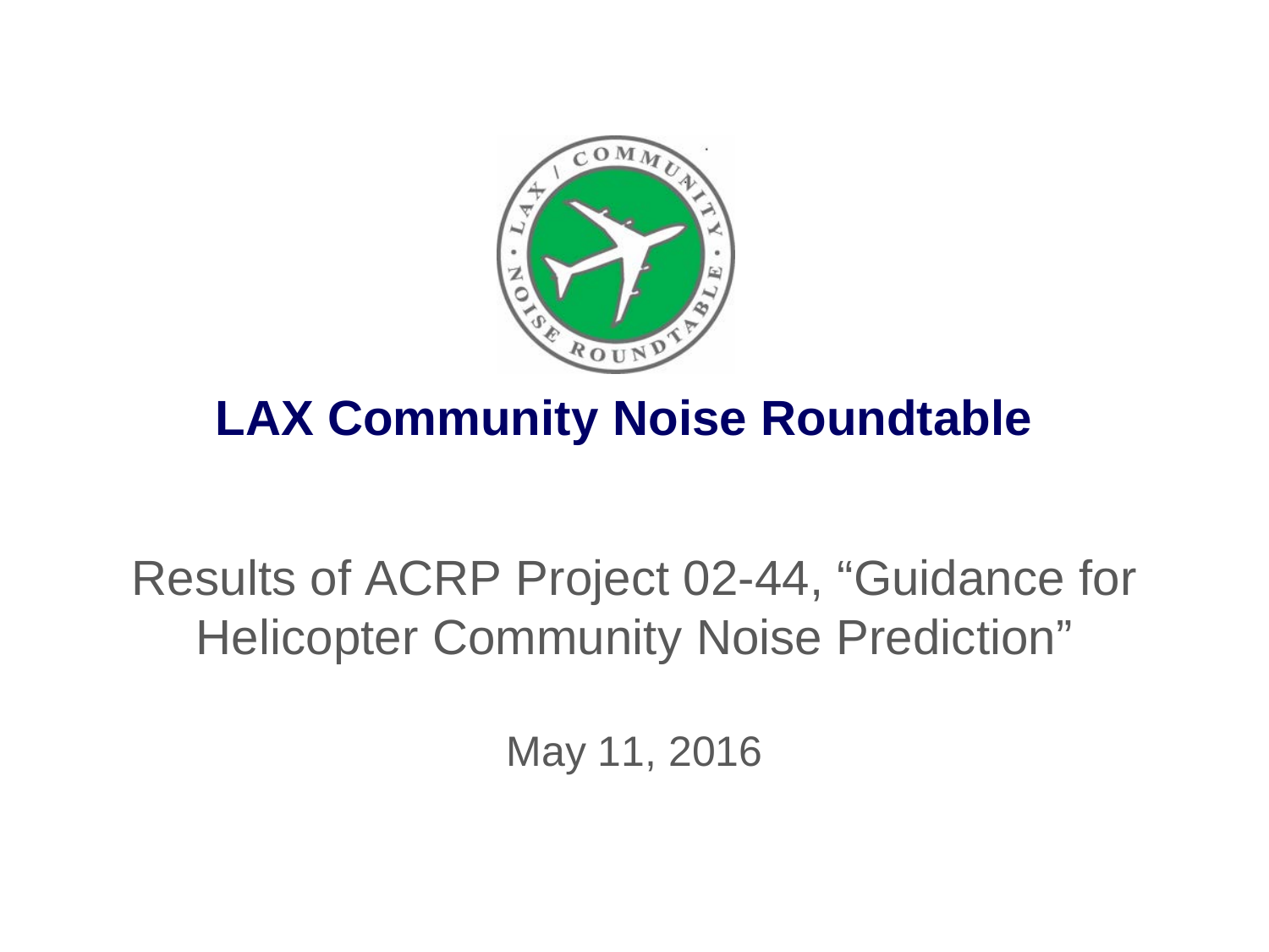# LAX Community Noise Roundtable

Results of ACRP Project 02-44, “Guidance for Helicopter Community Noise Prediction”

May 11, 2016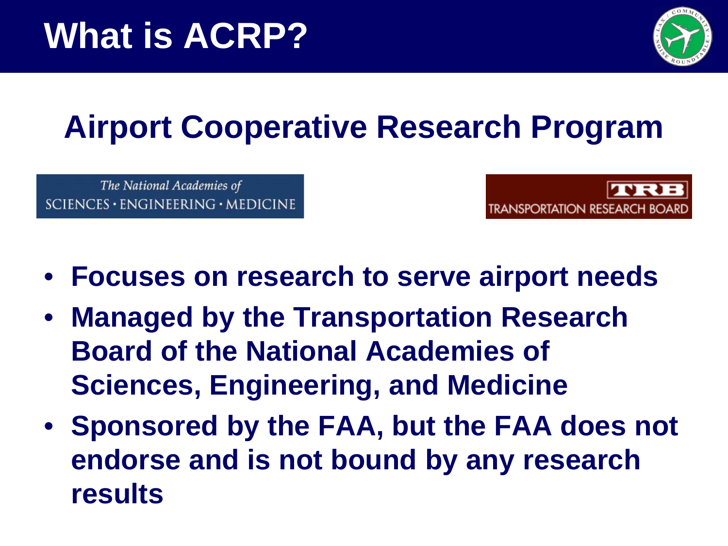# What is ACRP?

## Airport Cooperative Research Program

The National Academies of SCIENCES · ENGINEERING · MEDICINE

TRB TRANSPORTATION RESEARCH BOARD

- **Focuses on research to serve airport needs**
- **Managed by the Transportation Research Board of the National Academies of Sciences, Engineering, and Medicine**
- **Sponsored by the FAA, but the FAA does not endorse and is not bound by any research results**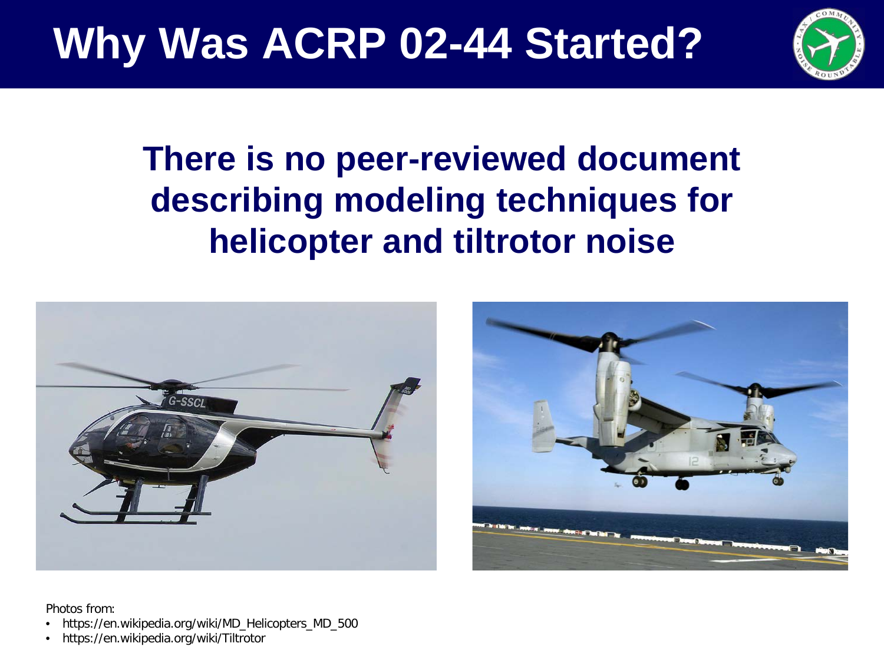# Why Was ACRP 02-44 Started?

**There is no peer-reviewed document describing modeling techniques for helicopter and tiltrotor noise**

Photos from:

- https://en.wikipedia.org/wiki/MD_Helicopters_MD_500
- https://en.wikipedia.org/wiki/Tiltrotor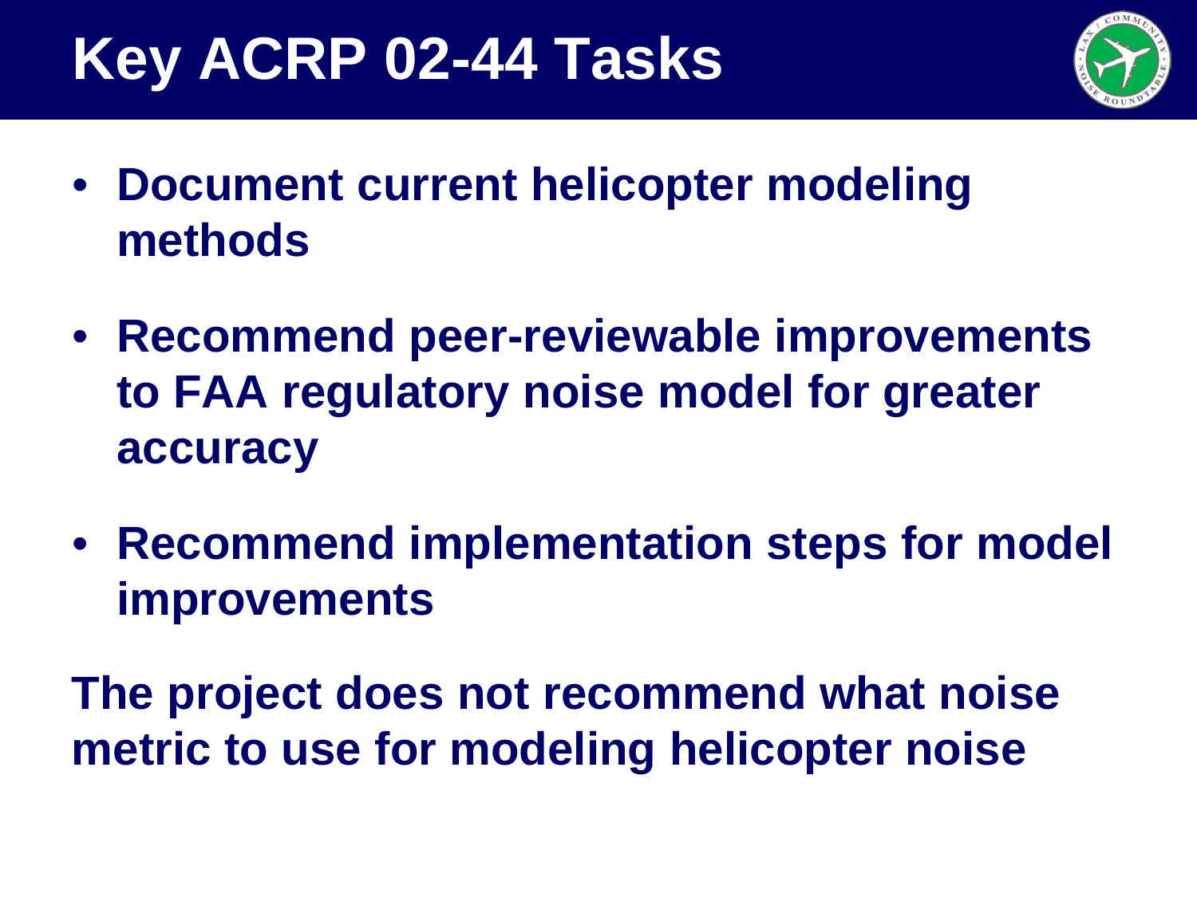# Key ACRP 02-44 Tasks

- **Document current helicopter modeling methods**
- **Recommend peer-reviewable improvements to FAA regulatory noise model for greater accuracy**
- **Recommend implementation steps for model improvements**

**The project does not recommend what noise metric to use for modeling helicopter noise**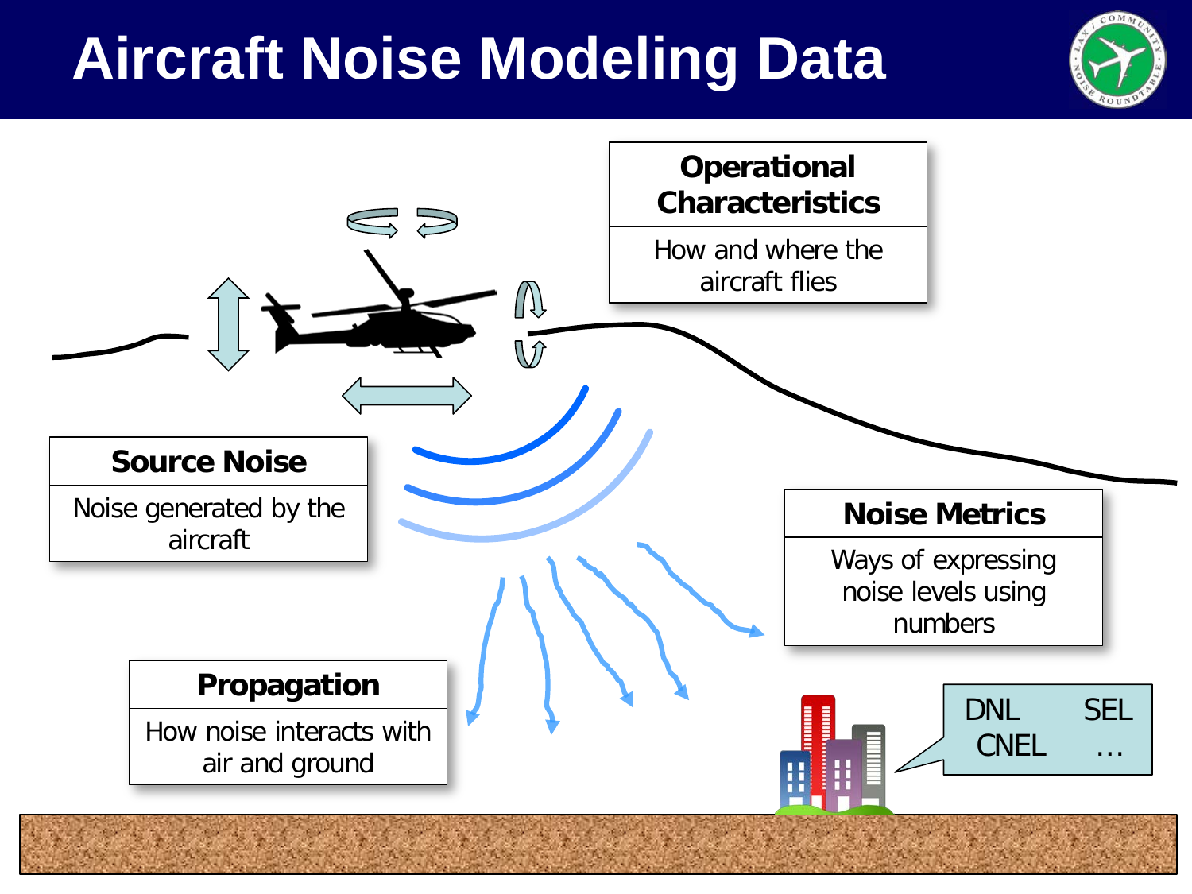# Aircraft Noise Modeling Data

**Operational Characteristics**

How and where the aircraft flies

**Source Noise**

Noise generated by the aircraft

**Noise Metrics**

Ways of expressing noise levels using numbers

**Propagation**

How noise interacts with air and ground

DNL SEL
CNEL …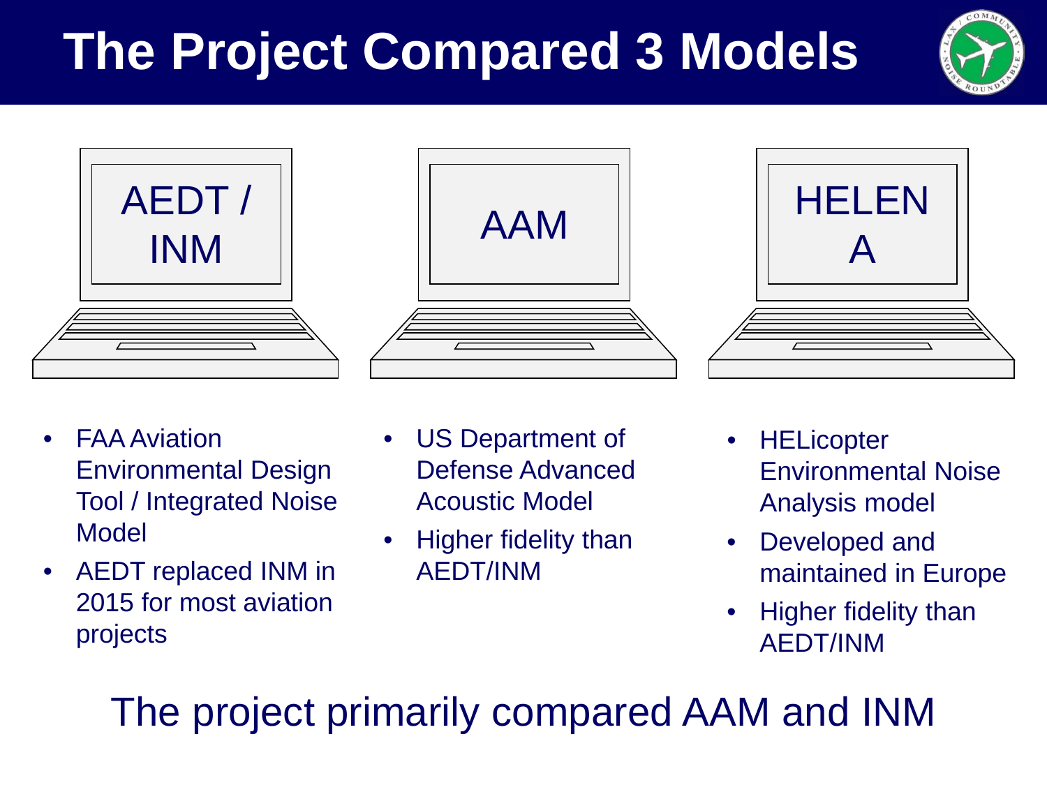# The Project Compared 3 Models

**AEDT / INM**

- FAA Aviation Environmental Design Tool / Integrated Noise Model
- AEDT replaced INM in 2015 for most aviation projects

**AAM**

- US Department of Defense Advanced Acoustic Model
- Higher fidelity than AEDT/INM

**HELENA**

- HELicopter Environmental Noise Analysis model
- Developed and maintained in Europe
- Higher fidelity than AEDT/INM

The project primarily compared AAM and INM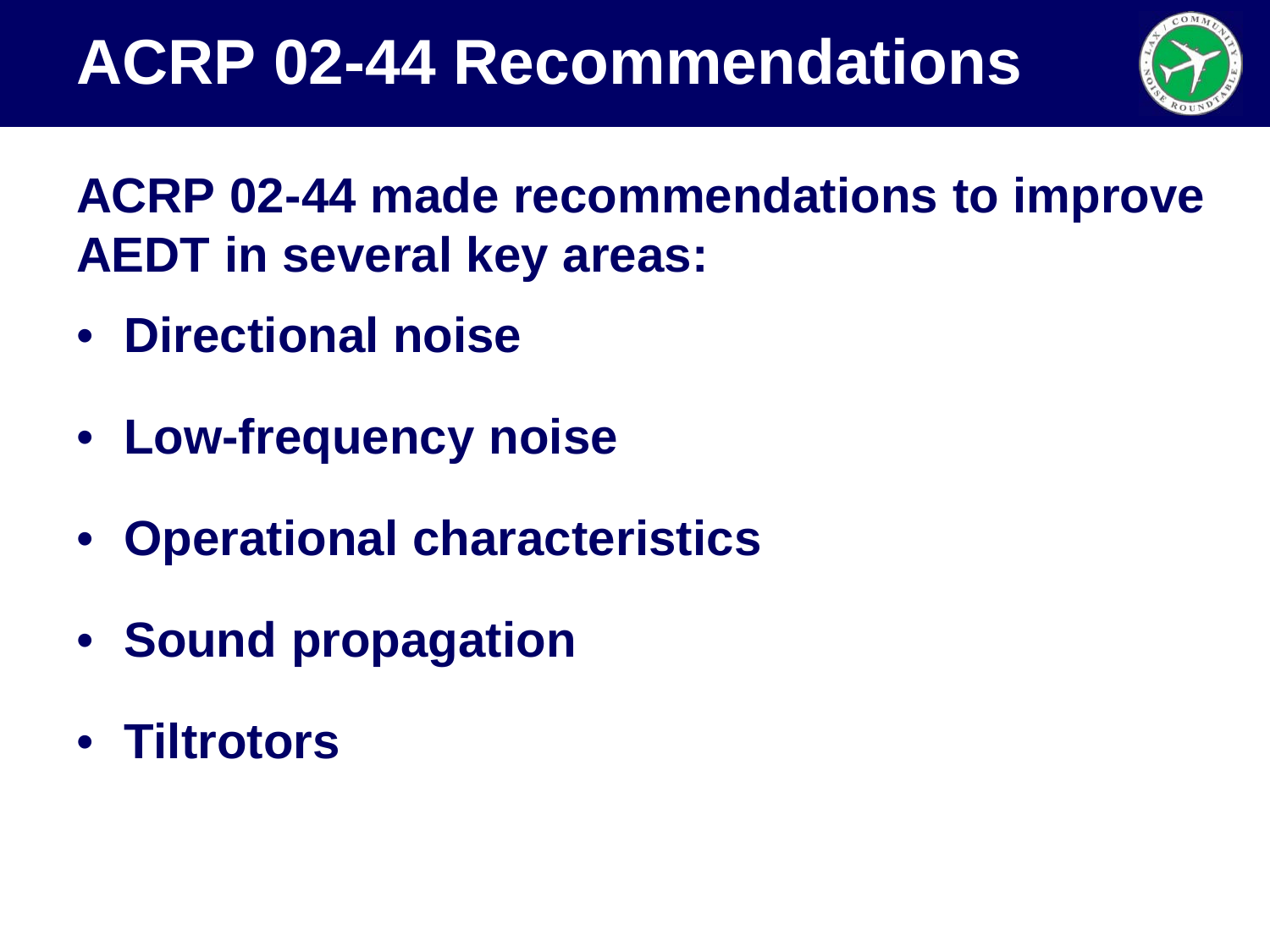# ACRP 02-44 Recommendations

**ACRP 02-44 made recommendations to improve AEDT in several key areas:**

- **Directional noise**
- **Low-frequency noise**
- **Operational characteristics**
- **Sound propagation**
- **Tiltrotors**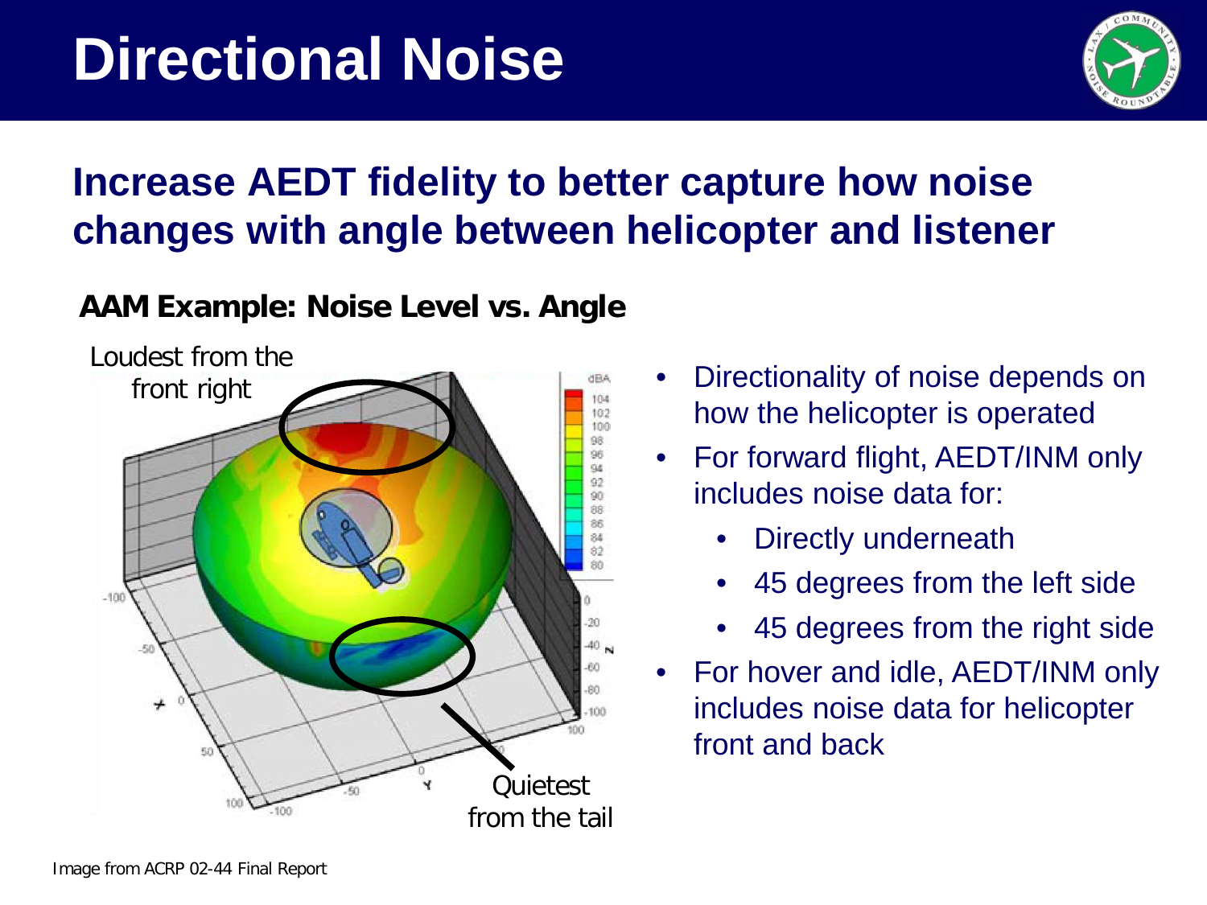# Directional Noise

## Increase AEDT fidelity to better capture how noise changes with angle between helicopter and listener

### AAM Example: Noise Level vs. Angle

Loudest from the front right

Quietest from the tail

- Directionality of noise depends on how the helicopter is operated
- For forward flight, AEDT/INM only includes noise data for:
  - Directly underneath
  - 45 degrees from the left side
  - 45 degrees from the right side
- For hover and idle, AEDT/INM only includes noise data for helicopter front and back

Image from ACRP 02-44 Final Report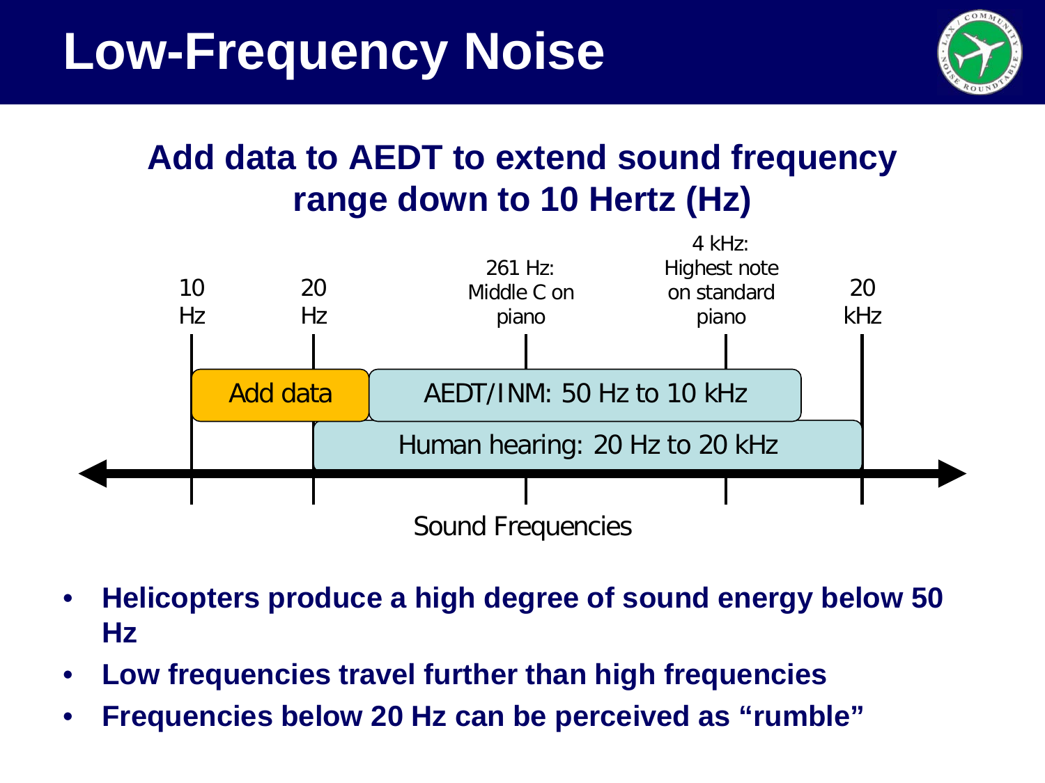# Low-Frequency Noise

## Add data to AEDT to extend sound frequency range down to 10 Hertz (Hz)

10 Hz | 20 Hz | 261 Hz: Middle C on piano | 4 kHz: Highest note on standard piano | 20 kHz

Add data

AEDT/INM: 50 Hz to 10 kHz

Human hearing: 20 Hz to 20 kHz

Sound Frequencies

- **Helicopters produce a high degree of sound energy below 50 Hz**
- **Low frequencies travel further than high frequencies**
- **Frequencies below 20 Hz can be perceived as "rumble"**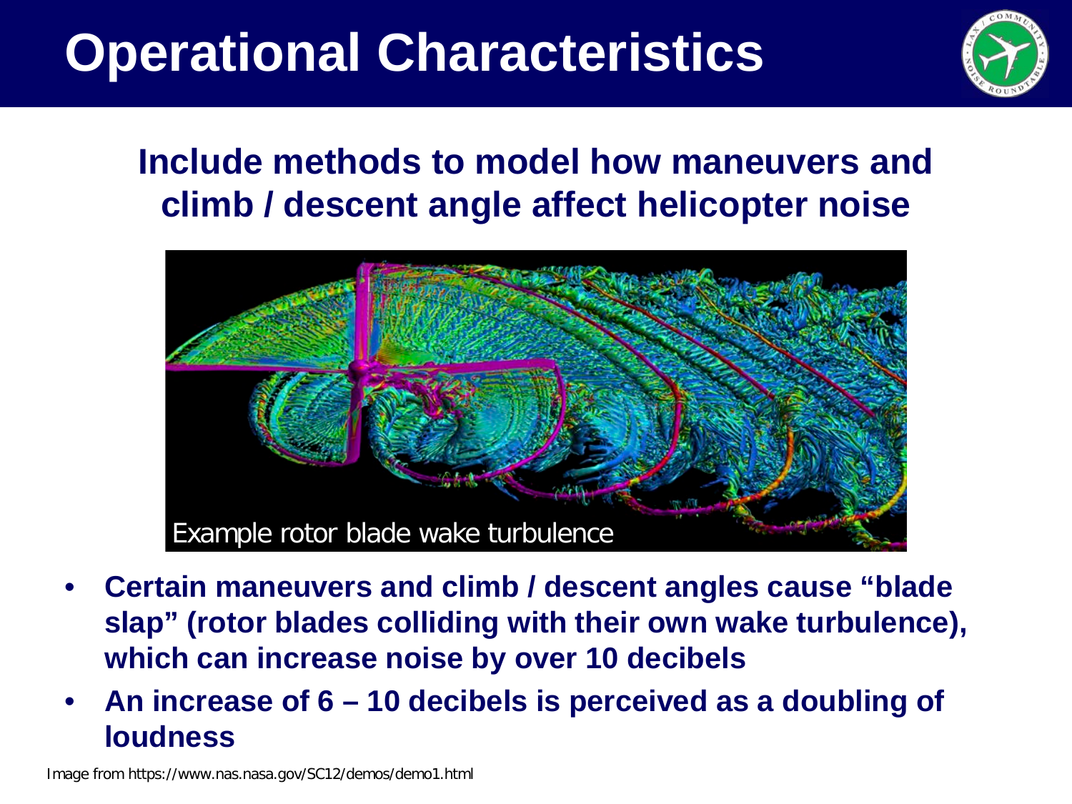# Operational Characteristics

## Include methods to model how maneuvers and climb / descent angle affect helicopter noise

Example rotor blade wake turbulence

- **Certain maneuvers and climb / descent angles cause "blade slap" (rotor blades colliding with their own wake turbulence), which can increase noise by over 10 decibels**
- **An increase of 6 – 10 decibels is perceived as a doubling of loudness**

Image from https://www.nas.nasa.gov/SC12/demos/demo1.html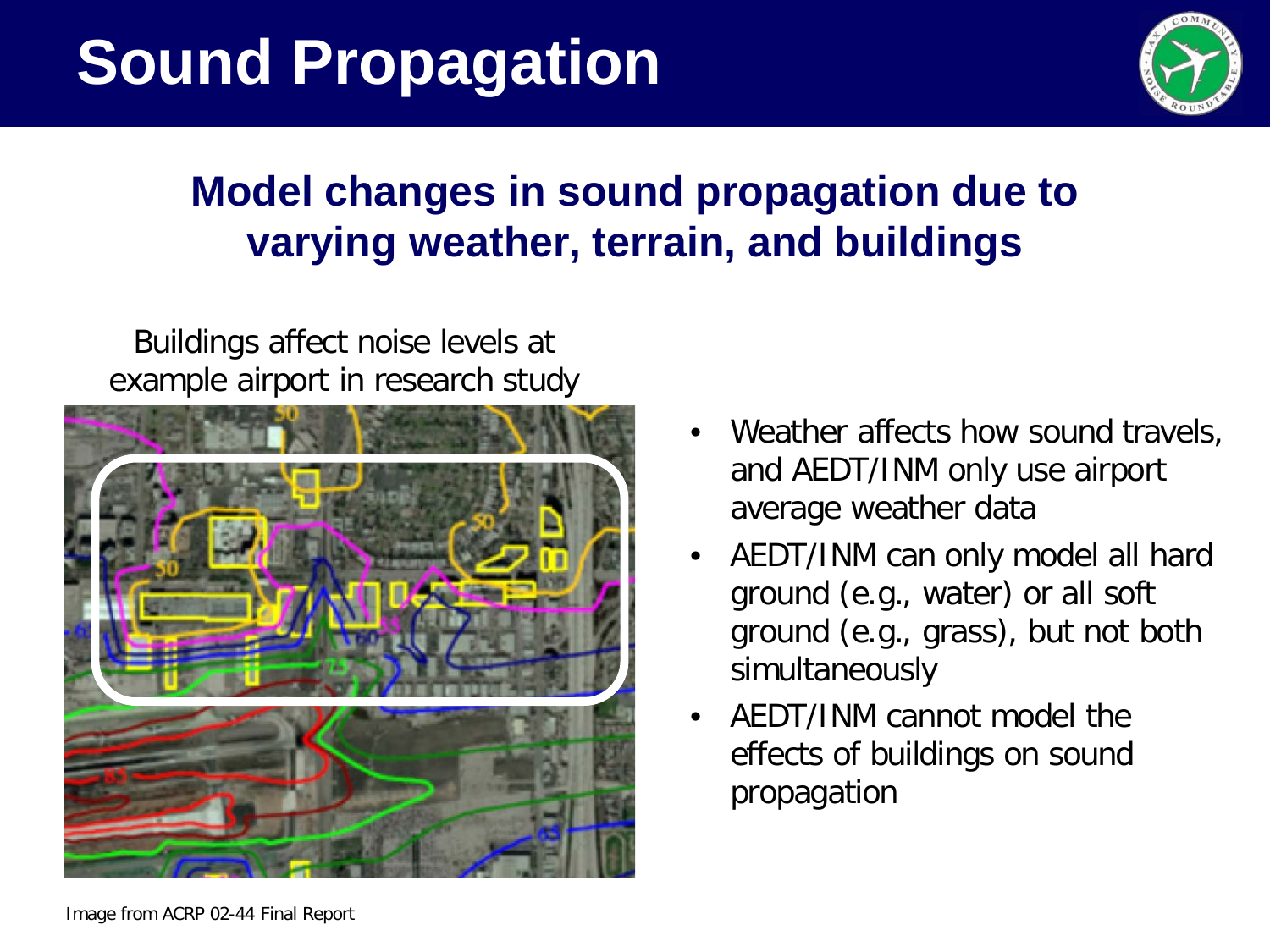# Sound Propagation

## Model changes in sound propagation due to varying weather, terrain, and buildings

Buildings affect noise levels at example airport in research study

- Weather affects how sound travels, and AEDT/INM only use airport average weather data
- AEDT/INM can only model all hard ground (e.g., water) or all soft ground (e.g., grass), but not both simultaneously
- AEDT/INM cannot model the effects of buildings on sound propagation

Image from ACRP 02-44 Final Report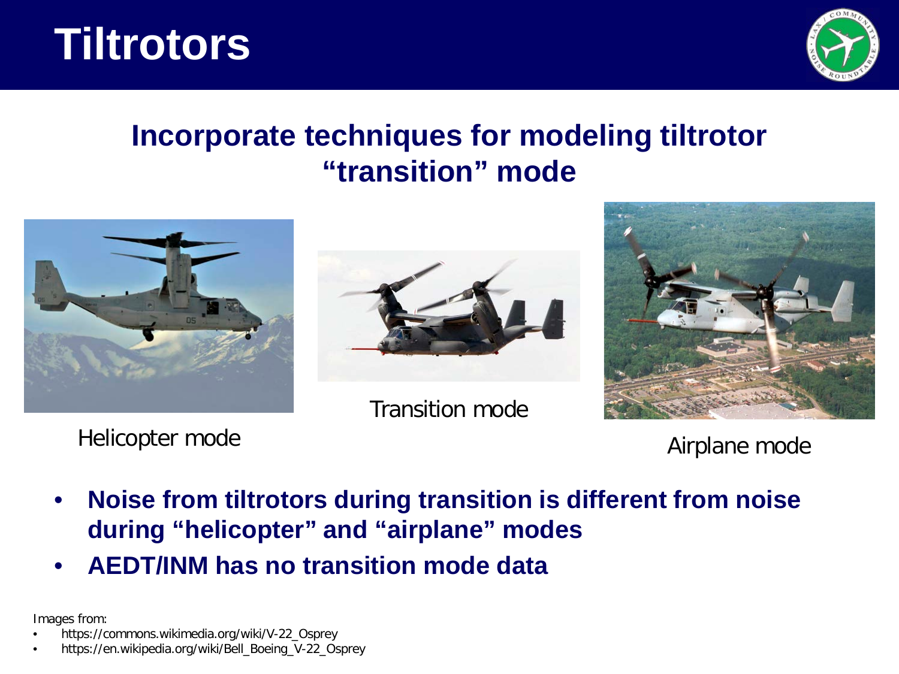# Tiltrotors

## Incorporate techniques for modeling tiltrotor "transition" mode

Helicopter mode

Transition mode

Airplane mode

- **Noise from tiltrotors during transition is different from noise during "helicopter" and "airplane" modes**
- **AEDT/INM has no transition mode data**

Images from:

- https://commons.wikimedia.org/wiki/V-22_Osprey
- https://en.wikipedia.org/wiki/Bell_Boeing_V-22_Osprey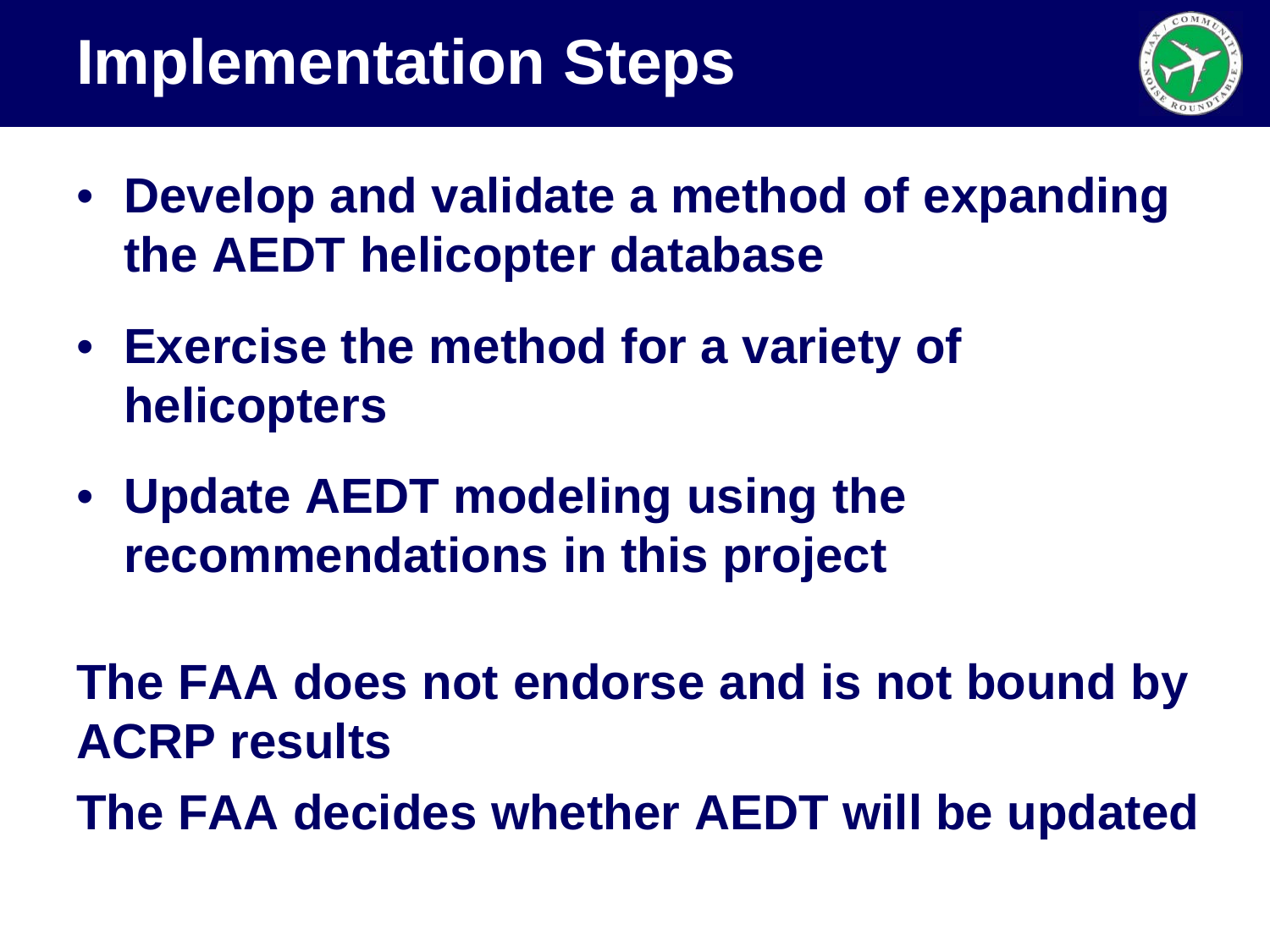# Implementation Steps

- **Develop and validate a method of expanding the AEDT helicopter database**
- **Exercise the method for a variety of helicopters**
- **Update AEDT modeling using the recommendations in this project**

**The FAA does not endorse and is not bound by ACRP results**

**The FAA decides whether AEDT will be updated**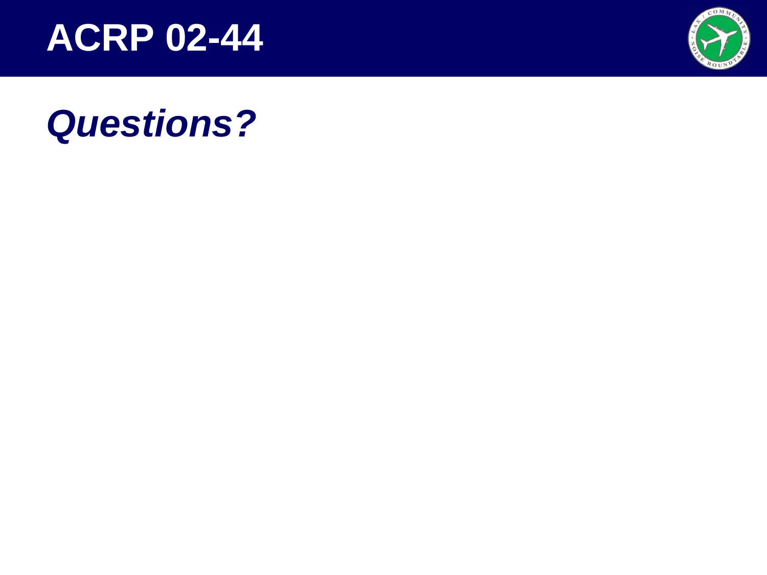# ACRP 02-44

***Questions?***